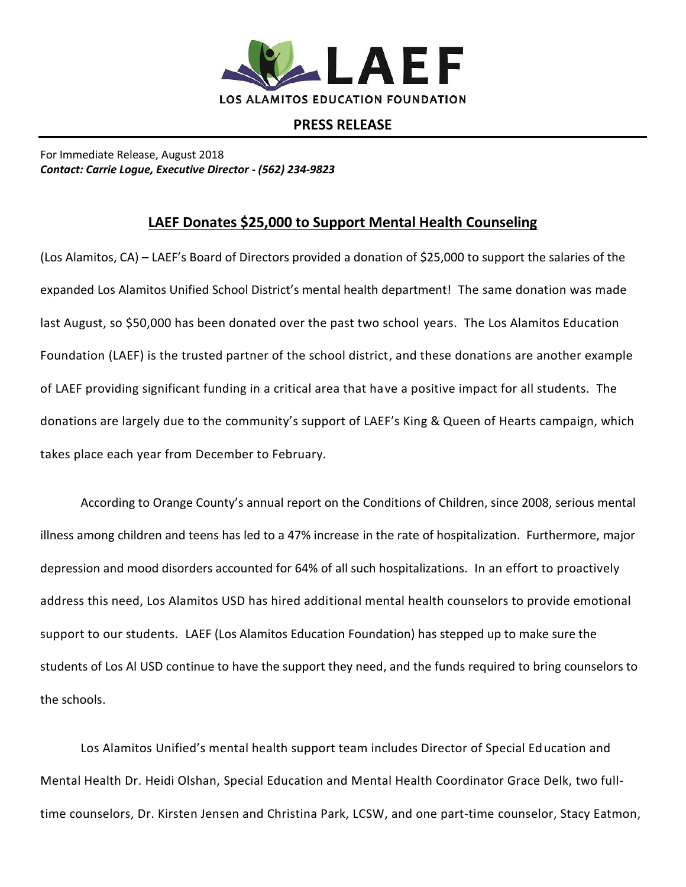LAEF

LOS ALAMITOS EDUCATION FOUNDATION

## PRESS RELEASE

For Immediate Release, August 2018
***Contact: Carrie Logue, Executive Director - (562) 234-9823***

# LAEF Donates $25,000 to Support Mental Health Counseling

(Los Alamitos, CA) – LAEF's Board of Directors provided a donation of $25,000 to support the salaries of the expanded Los Alamitos Unified School District's mental health department! The same donation was made last August, so $50,000 has been donated over the past two school years. The Los Alamitos Education Foundation (LAEF) is the trusted partner of the school district, and these donations are another example of LAEF providing significant funding in a critical area that have a positive impact for all students. The donations are largely due to the community's support of LAEF's King & Queen of Hearts campaign, which takes place each year from December to February.

According to Orange County's annual report on the Conditions of Children, since 2008, serious mental illness among children and teens has led to a 47% increase in the rate of hospitalization. Furthermore, major depression and mood disorders accounted for 64% of all such hospitalizations. In an effort to proactively address this need, Los Alamitos USD has hired additional mental health counselors to provide emotional support to our students. LAEF (Los Alamitos Education Foundation) has stepped up to make sure the students of Los Al USD continue to have the support they need, and the funds required to bring counselors to the schools.

Los Alamitos Unified's mental health support team includes Director of Special Education and Mental Health Dr. Heidi Olshan, Special Education and Mental Health Coordinator Grace Delk, two full-time counselors, Dr. Kirsten Jensen and Christina Park, LCSW, and one part-time counselor, Stacy Eatmon,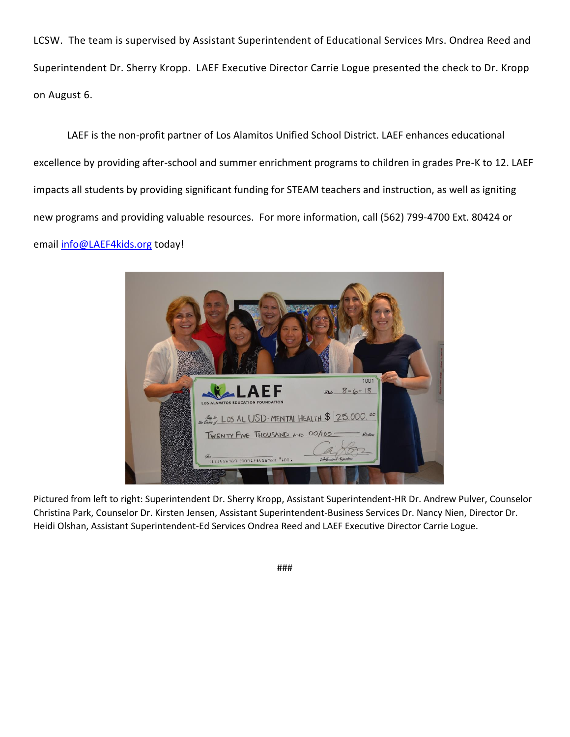LCSW. The team is supervised by Assistant Superintendent of Educational Services Mrs. Ondrea Reed and Superintendent Dr. Sherry Kropp. LAEF Executive Director Carrie Logue presented the check to Dr. Kropp on August 6.

LAEF is the non-profit partner of Los Alamitos Unified School District. LAEF enhances educational excellence by providing after-school and summer enrichment programs to children in grades Pre-K to 12. LAEF impacts all students by providing significant funding for STEAM teachers and instruction, as well as igniting new programs and providing valuable resources. For more information, call (562) 799-4700 Ext. 80424 or email info@LAEF4kids.org today!

Pictured from left to right: Superintendent Dr. Sherry Kropp, Assistant Superintendent-HR Dr. Andrew Pulver, Counselor Christina Park, Counselor Dr. Kirsten Jensen, Assistant Superintendent-Business Services Dr. Nancy Nien, Director Dr. Heidi Olshan, Assistant Superintendent-Ed Services Ondrea Reed and LAEF Executive Director Carrie Logue.

###